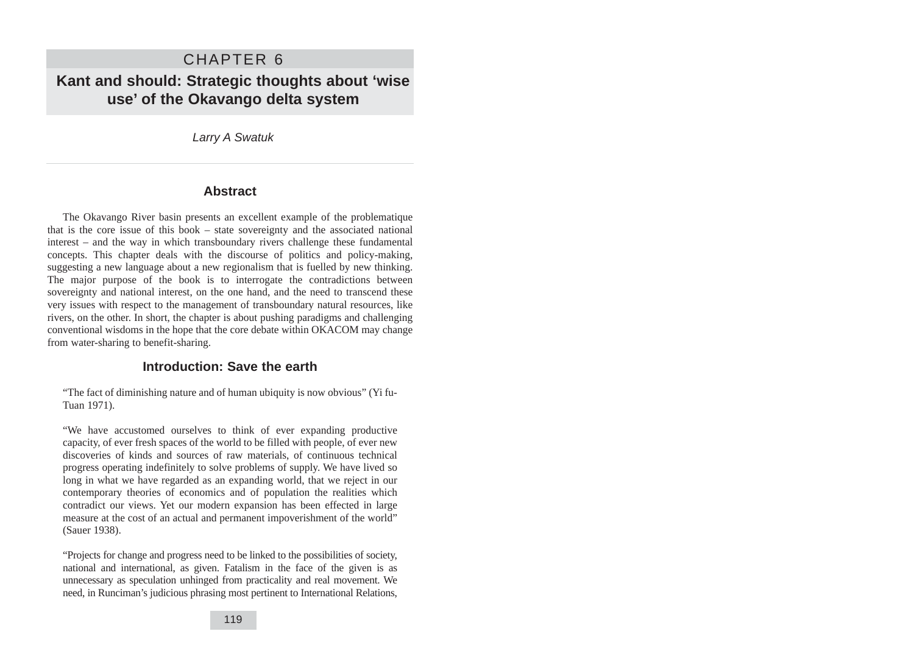# CHAPTER 6

# Kant and should: Strategic thoughts about 'wise use' of the Okavango delta system

*Larry A Swatuk*

## Abstract

The Okavango River basin presents an excellent example of the problematique that is the core issue of this book – state sovereignty and the associated national interest – and the way in which transboundary rivers challenge these fundamental concepts. This chapter deals with the discourse of politics and policy-making, suggesting a new language about a new regionalism that is fuelled by new thinking. The major purpose of the book is to interrogate the contradictions between sovereignty and national interest, on the one hand, and the need to transcend these very issues with respect to the management of transboundary natural resources, like rivers, on the other. In short, the chapter is about pushing paradigms and challenging conventional wisdoms in the hope that the core debate within OKACOM may change from water-sharing to benefit-sharing.

## Introduction: Save the earth

> "The fact of diminishing nature and of human ubiquity is now obvious" (Yi fu-Tuan 1971).

> "We have accustomed ourselves to think of ever expanding productive capacity, of ever fresh spaces of the world to be filled with people, of ever new discoveries of kinds and sources of raw materials, of continuous technical progress operating indefinitely to solve problems of supply. We have lived so long in what we have regarded as an expanding world, that we reject in our contemporary theories of economics and of population the realities which contradict our views. Yet our modern expansion has been effected in large measure at the cost of an actual and permanent impoverishment of the world" (Sauer 1938).

> "Projects for change and progress need to be linked to the possibilities of society, national and international, as given. Fatalism in the face of the given is as unnecessary as speculation unhinged from practicality and real movement. We need, in Runciman's judicious phrasing most pertinent to International Relations,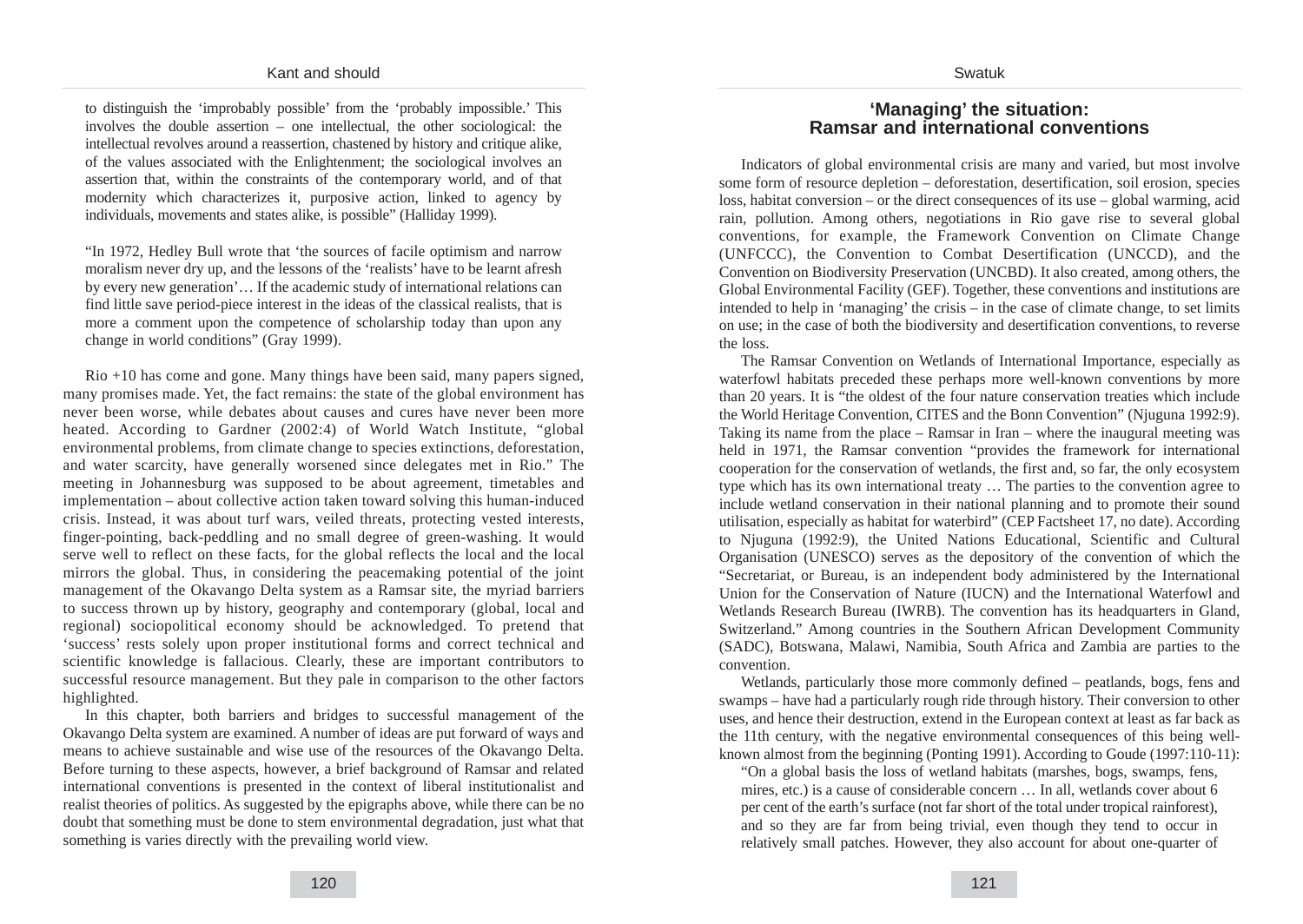to distinguish the 'improbably possible' from the 'probably impossible.' This involves the double assertion – one intellectual, the other sociological: the intellectual revolves around a reassertion, chastened by history and critique alike, of the values associated with the Enlightenment; the sociological involves an assertion that, within the constraints of the contemporary world, and of that modernity which characterizes it, purposive action, linked to agency by individuals, movements and states alike, is possible" (Halliday 1999).

"In 1972, Hedley Bull wrote that 'the sources of facile optimism and narrow moralism never dry up, and the lessons of the 'realists' have to be learnt afresh by every new generation'… If the academic study of international relations can find little save period-piece interest in the ideas of the classical realists, that is more a comment upon the competence of scholarship today than upon any change in world conditions" (Gray 1999).

Rio +10 has come and gone. Many things have been said, many papers signed, many promises made. Yet, the fact remains: the state of the global environment has never been worse, while debates about causes and cures have never been more heated. According to Gardner (2002:4) of World Watch Institute, "global environmental problems, from climate change to species extinctions, deforestation, and water scarcity, have generally worsened since delegates met in Rio." The meeting in Johannesburg was supposed to be about agreement, timetables and implementation – about collective action taken toward solving this human-induced crisis. Instead, it was about turf wars, veiled threats, protecting vested interests, finger-pointing, back-peddling and no small degree of green-washing. It would serve well to reflect on these facts, for the global reflects the local and the local mirrors the global. Thus, in considering the peacemaking potential of the joint management of the Okavango Delta system as a Ramsar site, the myriad barriers to success thrown up by history, geography and contemporary (global, local and regional) sociopolitical economy should be acknowledged. To pretend that 'success' rests solely upon proper institutional forms and correct technical and scientific knowledge is fallacious. Clearly, these are important contributors to successful resource management. But they pale in comparison to the other factors highlighted.

In this chapter, both barriers and bridges to successful management of the Okavango Delta system are examined. A number of ideas are put forward of ways and means to achieve sustainable and wise use of the resources of the Okavango Delta. Before turning to these aspects, however, a brief background of Ramsar and related international conventions is presented in the context of liberal institutionalist and realist theories of politics. As suggested by the epigraphs above, while there can be no doubt that something must be done to stem environmental degradation, just what that something is varies directly with the prevailing world view.

## 'Managing' the situation: Ramsar and international conventions

Indicators of global environmental crisis are many and varied, but most involve some form of resource depletion – deforestation, desertification, soil erosion, species loss, habitat conversion – or the direct consequences of its use – global warming, acid rain, pollution. Among others, negotiations in Rio gave rise to several global conventions, for example, the Framework Convention on Climate Change (UNFCCC), the Convention to Combat Desertification (UNCCD), and the Convention on Biodiversity Preservation (UNCBD). It also created, among others, the Global Environmental Facility (GEF). Together, these conventions and institutions are intended to help in 'managing' the crisis – in the case of climate change, to set limits on use; in the case of both the biodiversity and desertification conventions, to reverse the loss.

The Ramsar Convention on Wetlands of International Importance, especially as waterfowl habitats preceded these perhaps more well-known conventions by more than 20 years. It is "the oldest of the four nature conservation treaties which include the World Heritage Convention, CITES and the Bonn Convention" (Njuguna 1992:9). Taking its name from the place – Ramsar in Iran – where the inaugural meeting was held in 1971, the Ramsar convention "provides the framework for international cooperation for the conservation of wetlands, the first and, so far, the only ecosystem type which has its own international treaty … The parties to the convention agree to include wetland conservation in their national planning and to promote their sound utilisation, especially as habitat for waterbird" (CEP Factsheet 17, no date). According to Njuguna (1992:9), the United Nations Educational, Scientific and Cultural Organisation (UNESCO) serves as the depository of the convention of which the "Secretariat, or Bureau, is an independent body administered by the International Union for the Conservation of Nature (IUCN) and the International Waterfowl and Wetlands Research Bureau (IWRB). The convention has its headquarters in Gland, Switzerland." Among countries in the Southern African Development Community (SADC), Botswana, Malawi, Namibia, South Africa and Zambia are parties to the convention.

Wetlands, particularly those more commonly defined – peatlands, bogs, fens and swamps – have had a particularly rough ride through history. Their conversion to other uses, and hence their destruction, extend in the European context at least as far back as the 11th century, with the negative environmental consequences of this being well-known almost from the beginning (Ponting 1991). According to Goude (1997:110-11):

"On a global basis the loss of wetland habitats (marshes, bogs, swamps, fens, mires, etc.) is a cause of considerable concern … In all, wetlands cover about 6 per cent of the earth's surface (not far short of the total under tropical rainforest), and so they are far from being trivial, even though they tend to occur in relatively small patches. However, they also account for about one-quarter of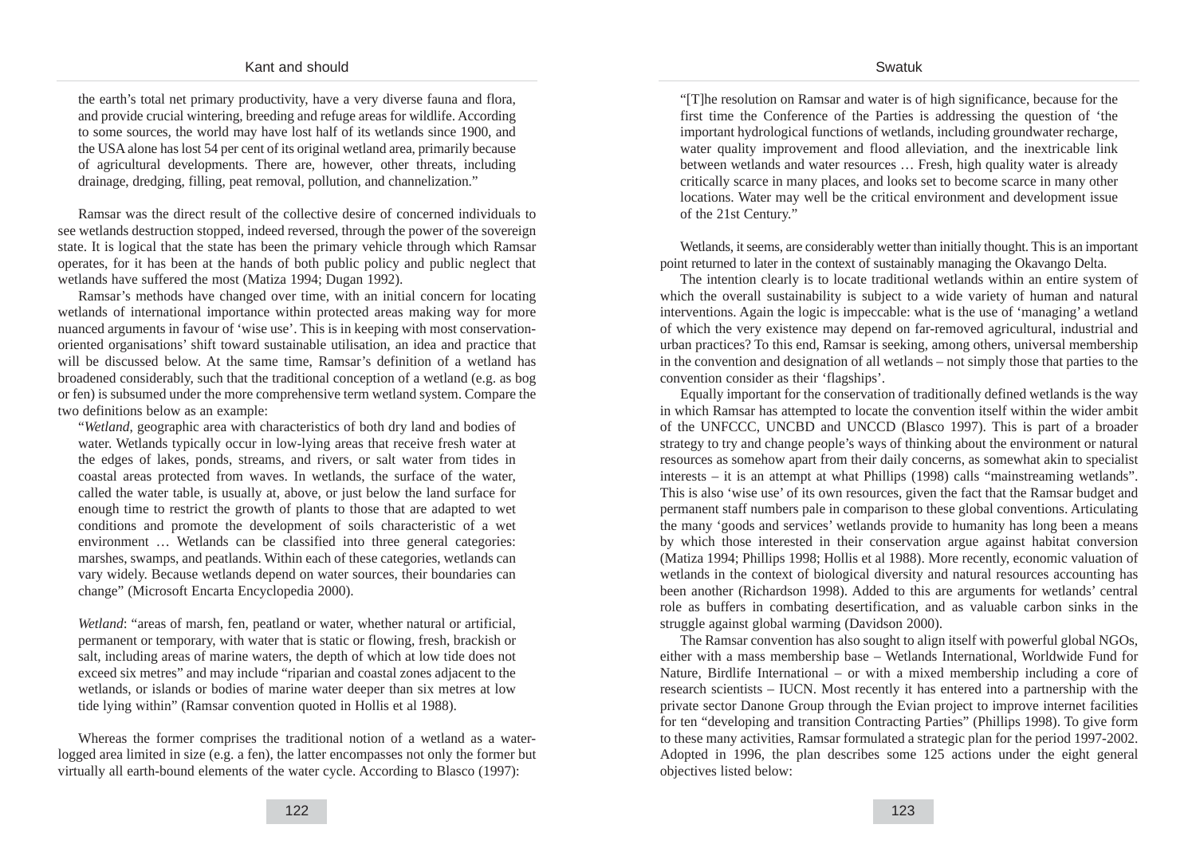the earth's total net primary productivity, have a very diverse fauna and flora, and provide crucial wintering, breeding and refuge areas for wildlife. According to some sources, the world may have lost half of its wetlands since 1900, and the USA alone has lost 54 per cent of its original wetland area, primarily because of agricultural developments. There are, however, other threats, including drainage, dredging, filling, peat removal, pollution, and channelization."

Ramsar was the direct result of the collective desire of concerned individuals to see wetlands destruction stopped, indeed reversed, through the power of the sovereign state. It is logical that the state has been the primary vehicle through which Ramsar operates, for it has been at the hands of both public policy and public neglect that wetlands have suffered the most (Matiza 1994; Dugan 1992).

Ramsar's methods have changed over time, with an initial concern for locating wetlands of international importance within protected areas making way for more nuanced arguments in favour of 'wise use'. This is in keeping with most conservation-oriented organisations' shift toward sustainable utilisation, an idea and practice that will be discussed below. At the same time, Ramsar's definition of a wetland has broadened considerably, such that the traditional conception of a wetland (e.g. as bog or fen) is subsumed under the more comprehensive term wetland system. Compare the two definitions below as an example:

> "*Wetland*, geographic area with characteristics of both dry land and bodies of water. Wetlands typically occur in low-lying areas that receive fresh water at the edges of lakes, ponds, streams, and rivers, or salt water from tides in coastal areas protected from waves. In wetlands, the surface of the water, called the water table, is usually at, above, or just below the land surface for enough time to restrict the growth of plants to those that are adapted to wet conditions and promote the development of soils characteristic of a wet environment … Wetlands can be classified into three general categories: marshes, swamps, and peatlands. Within each of these categories, wetlands can vary widely. Because wetlands depend on water sources, their boundaries can change" (Microsoft Encarta Encyclopedia 2000).

> *Wetland*: "areas of marsh, fen, peatland or water, whether natural or artificial, permanent or temporary, with water that is static or flowing, fresh, brackish or salt, including areas of marine waters, the depth of which at low tide does not exceed six metres" and may include "riparian and coastal zones adjacent to the wetlands, or islands or bodies of marine water deeper than six metres at low tide lying within" (Ramsar convention quoted in Hollis et al 1988).

Whereas the former comprises the traditional notion of a wetland as a water-logged area limited in size (e.g. a fen), the latter encompasses not only the former but virtually all earth-bound elements of the water cycle. According to Blasco (1997):

> "[T]he resolution on Ramsar and water is of high significance, because for the first time the Conference of the Parties is addressing the question of 'the important hydrological functions of wetlands, including groundwater recharge, water quality improvement and flood alleviation, and the inextricable link between wetlands and water resources … Fresh, high quality water is already critically scarce in many places, and looks set to become scarce in many other locations. Water may well be the critical environment and development issue of the 21st Century."

Wetlands, it seems, are considerably wetter than initially thought. This is an important point returned to later in the context of sustainably managing the Okavango Delta.

The intention clearly is to locate traditional wetlands within an entire system of which the overall sustainability is subject to a wide variety of human and natural interventions. Again the logic is impeccable: what is the use of 'managing' a wetland of which the very existence may depend on far-removed agricultural, industrial and urban practices? To this end, Ramsar is seeking, among others, universal membership in the convention and designation of all wetlands – not simply those that parties to the convention consider as their 'flagships'.

Equally important for the conservation of traditionally defined wetlands is the way in which Ramsar has attempted to locate the convention itself within the wider ambit of the UNFCCC, UNCBD and UNCCD (Blasco 1997). This is part of a broader strategy to try and change people's ways of thinking about the environment or natural resources as somehow apart from their daily concerns, as somewhat akin to specialist interests – it is an attempt at what Phillips (1998) calls "mainstreaming wetlands". This is also 'wise use' of its own resources, given the fact that the Ramsar budget and permanent staff numbers pale in comparison to these global conventions. Articulating the many 'goods and services' wetlands provide to humanity has long been a means by which those interested in their conservation argue against habitat conversion (Matiza 1994; Phillips 1998; Hollis et al 1988). More recently, economic valuation of wetlands in the context of biological diversity and natural resources accounting has been another (Richardson 1998). Added to this are arguments for wetlands' central role as buffers in combating desertification, and as valuable carbon sinks in the struggle against global warming (Davidson 2000).

The Ramsar convention has also sought to align itself with powerful global NGOs, either with a mass membership base – Wetlands International, Worldwide Fund for Nature, Birdlife International – or with a mixed membership including a core of research scientists – IUCN. Most recently it has entered into a partnership with the private sector Danone Group through the Evian project to improve internet facilities for ten "developing and transition Contracting Parties" (Phillips 1998). To give form to these many activities, Ramsar formulated a strategic plan for the period 1997-2002. Adopted in 1996, the plan describes some 125 actions under the eight general objectives listed below: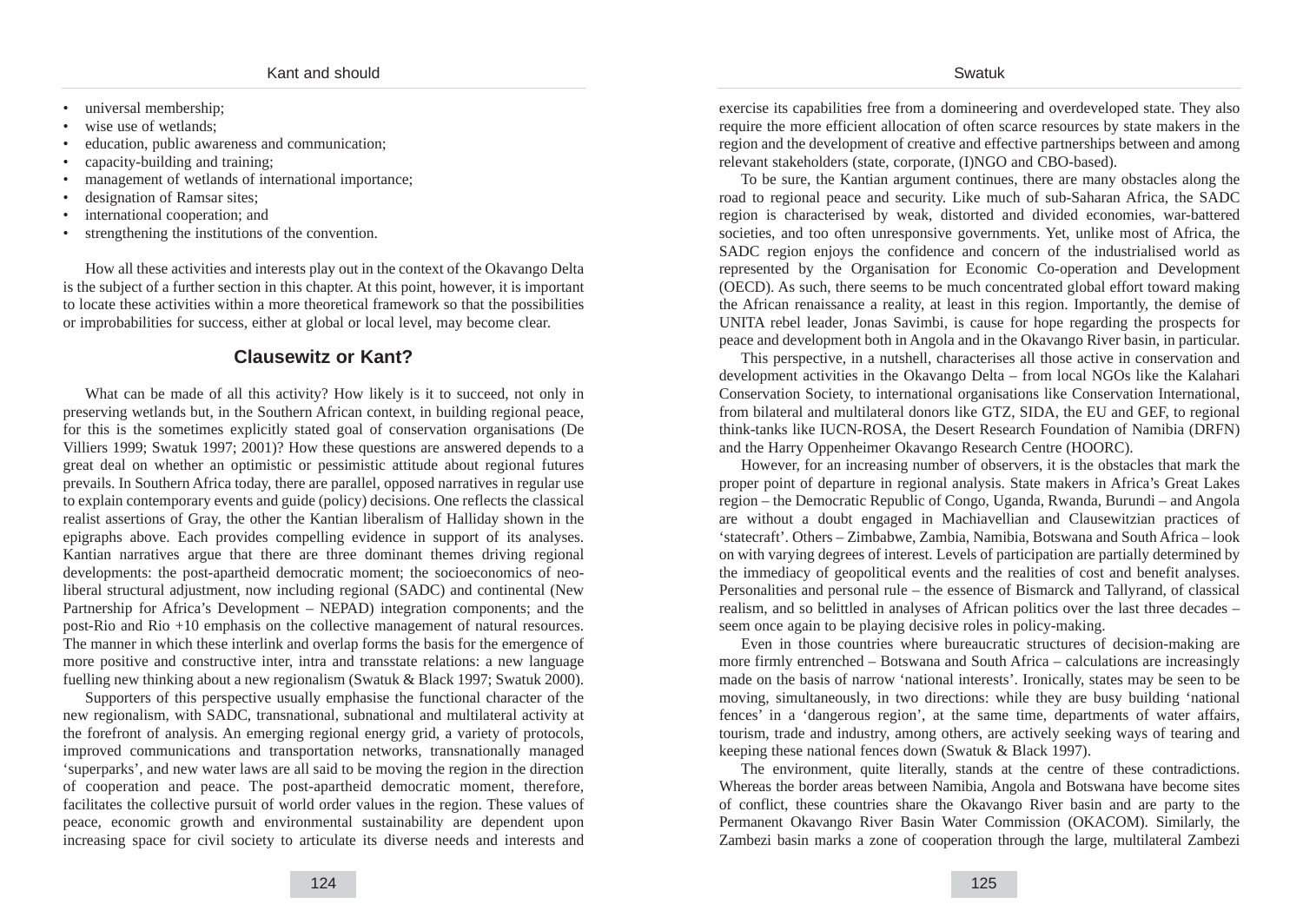- universal membership;
- wise use of wetlands;
- education, public awareness and communication;
- capacity-building and training;
- management of wetlands of international importance;
- designation of Ramsar sites;
- international cooperation; and
- strengthening the institutions of the convention.

How all these activities and interests play out in the context of the Okavango Delta is the subject of a further section in this chapter. At this point, however, it is important to locate these activities within a more theoretical framework so that the possibilities or improbabilities for success, either at global or local level, may become clear.

## Clausewitz or Kant?

What can be made of all this activity? How likely is it to succeed, not only in preserving wetlands but, in the Southern African context, in building regional peace, for this is the sometimes explicitly stated goal of conservation organisations (De Villiers 1999; Swatuk 1997; 2001)? How these questions are answered depends to a great deal on whether an optimistic or pessimistic attitude about regional futures prevails. In Southern Africa today, there are parallel, opposed narratives in regular use to explain contemporary events and guide (policy) decisions. One reflects the classical realist assertions of Gray, the other the Kantian liberalism of Halliday shown in the epigraphs above. Each provides compelling evidence in support of its analyses. Kantian narratives argue that there are three dominant themes driving regional developments: the post-apartheid democratic moment; the socioeconomics of neo-liberal structural adjustment, now including regional (SADC) and continental (New Partnership for Africa's Development – NEPAD) integration components; and the post-Rio and Rio +10 emphasis on the collective management of natural resources. The manner in which these interlink and overlap forms the basis for the emergence of more positive and constructive inter, intra and transstate relations: a new language fuelling new thinking about a new regionalism (Swatuk & Black 1997; Swatuk 2000).

Supporters of this perspective usually emphasise the functional character of the new regionalism, with SADC, transnational, subnational and multilateral activity at the forefront of analysis. An emerging regional energy grid, a variety of protocols, improved communications and transportation networks, transnationally managed 'superparks', and new water laws are all said to be moving the region in the direction of cooperation and peace. The post-apartheid democratic moment, therefore, facilitates the collective pursuit of world order values in the region. These values of peace, economic growth and environmental sustainability are dependent upon increasing space for civil society to articulate its diverse needs and interests and exercise its capabilities free from a domineering and overdeveloped state. They also require the more efficient allocation of often scarce resources by state makers in the region and the development of creative and effective partnerships between and among relevant stakeholders (state, corporate, (I)NGO and CBO-based).

To be sure, the Kantian argument continues, there are many obstacles along the road to regional peace and security. Like much of sub-Saharan Africa, the SADC region is characterised by weak, distorted and divided economies, war-battered societies, and too often unresponsive governments. Yet, unlike most of Africa, the SADC region enjoys the confidence and concern of the industrialised world as represented by the Organisation for Economic Co-operation and Development (OECD). As such, there seems to be much concentrated global effort toward making the African renaissance a reality, at least in this region. Importantly, the demise of UNITA rebel leader, Jonas Savimbi, is cause for hope regarding the prospects for peace and development both in Angola and in the Okavango River basin, in particular.

This perspective, in a nutshell, characterises all those active in conservation and development activities in the Okavango Delta – from local NGOs like the Kalahari Conservation Society, to international organisations like Conservation International, from bilateral and multilateral donors like GTZ, SIDA, the EU and GEF, to regional think-tanks like IUCN-ROSA, the Desert Research Foundation of Namibia (DRFN) and the Harry Oppenheimer Okavango Research Centre (HOORC).

However, for an increasing number of observers, it is the obstacles that mark the proper point of departure in regional analysis. State makers in Africa's Great Lakes region – the Democratic Republic of Congo, Uganda, Rwanda, Burundi – and Angola are without a doubt engaged in Machiavellian and Clausewitzian practices of 'statecraft'. Others – Zimbabwe, Zambia, Namibia, Botswana and South Africa – look on with varying degrees of interest. Levels of participation are partially determined by the immediacy of geopolitical events and the realities of cost and benefit analyses. Personalities and personal rule – the essence of Bismarck and Tallyrand, of classical realism, and so belittled in analyses of African politics over the last three decades – seem once again to be playing decisive roles in policy-making.

Even in those countries where bureaucratic structures of decision-making are more firmly entrenched – Botswana and South Africa – calculations are increasingly made on the basis of narrow 'national interests'. Ironically, states may be seen to be moving, simultaneously, in two directions: while they are busy building 'national fences' in a 'dangerous region', at the same time, departments of water affairs, tourism, trade and industry, among others, are actively seeking ways of tearing and keeping these national fences down (Swatuk & Black 1997).

The environment, quite literally, stands at the centre of these contradictions. Whereas the border areas between Namibia, Angola and Botswana have become sites of conflict, these countries share the Okavango River basin and are party to the Permanent Okavango River Basin Water Commission (OKACOM). Similarly, the Zambezi basin marks a zone of cooperation through the large, multilateral Zambezi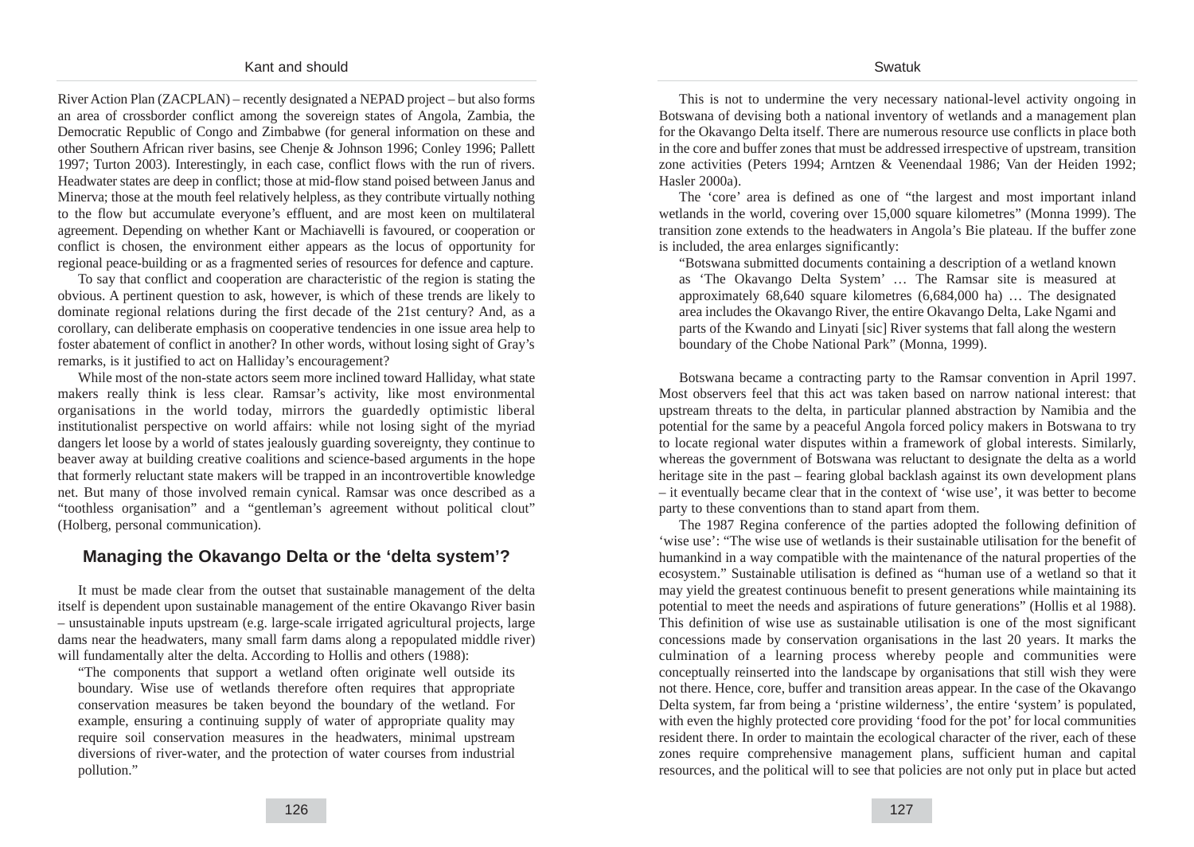River Action Plan (ZACPLAN) – recently designated a NEPAD project – but also forms an area of crossborder conflict among the sovereign states of Angola, Zambia, the Democratic Republic of Congo and Zimbabwe (for general information on these and other Southern African river basins, see Chenje & Johnson 1996; Conley 1996; Pallett 1997; Turton 2003). Interestingly, in each case, conflict flows with the run of rivers. Headwater states are deep in conflict; those at mid-flow stand poised between Janus and Minerva; those at the mouth feel relatively helpless, as they contribute virtually nothing to the flow but accumulate everyone's effluent, and are most keen on multilateral agreement. Depending on whether Kant or Machiavelli is favoured, or cooperation or conflict is chosen, the environment either appears as the locus of opportunity for regional peace-building or as a fragmented series of resources for defence and capture.

To say that conflict and cooperation are characteristic of the region is stating the obvious. A pertinent question to ask, however, is which of these trends are likely to dominate regional relations during the first decade of the 21st century? And, as a corollary, can deliberate emphasis on cooperative tendencies in one issue area help to foster abatement of conflict in another? In other words, without losing sight of Gray's remarks, is it justified to act on Halliday's encouragement?

While most of the non-state actors seem more inclined toward Halliday, what state makers really think is less clear. Ramsar's activity, like most environmental organisations in the world today, mirrors the guardedly optimistic liberal institutionalist perspective on world affairs: while not losing sight of the myriad dangers let loose by a world of states jealously guarding sovereignty, they continue to beaver away at building creative coalitions and science-based arguments in the hope that formerly reluctant state makers will be trapped in an incontrovertible knowledge net. But many of those involved remain cynical. Ramsar was once described as a "toothless organisation" and a "gentleman's agreement without political clout" (Holberg, personal communication).

## Managing the Okavango Delta or the 'delta system'?

It must be made clear from the outset that sustainable management of the delta itself is dependent upon sustainable management of the entire Okavango River basin – unsustainable inputs upstream (e.g. large-scale irrigated agricultural projects, large dams near the headwaters, many small farm dams along a repopulated middle river) will fundamentally alter the delta. According to Hollis and others (1988):

> "The components that support a wetland often originate well outside its boundary. Wise use of wetlands therefore often requires that appropriate conservation measures be taken beyond the boundary of the wetland. For example, ensuring a continuing supply of water of appropriate quality may require soil conservation measures in the headwaters, minimal upstream diversions of river-water, and the protection of water courses from industrial pollution."

This is not to undermine the very necessary national-level activity ongoing in Botswana of devising both a national inventory of wetlands and a management plan for the Okavango Delta itself. There are numerous resource use conflicts in place both in the core and buffer zones that must be addressed irrespective of upstream, transition zone activities (Peters 1994; Arntzen & Veenendaal 1986; Van der Heiden 1992; Hasler 2000a).

The 'core' area is defined as one of "the largest and most important inland wetlands in the world, covering over 15,000 square kilometres" (Monna 1999). The transition zone extends to the headwaters in Angola's Bie plateau. If the buffer zone is included, the area enlarges significantly:

> "Botswana submitted documents containing a description of a wetland known as 'The Okavango Delta System' … The Ramsar site is measured at approximately 68,640 square kilometres (6,684,000 ha) … The designated area includes the Okavango River, the entire Okavango Delta, Lake Ngami and parts of the Kwando and Linyati [sic] River systems that fall along the western boundary of the Chobe National Park" (Monna, 1999).

Botswana became a contracting party to the Ramsar convention in April 1997. Most observers feel that this act was taken based on narrow national interest: that upstream threats to the delta, in particular planned abstraction by Namibia and the potential for the same by a peaceful Angola forced policy makers in Botswana to try to locate regional water disputes within a framework of global interests. Similarly, whereas the government of Botswana was reluctant to designate the delta as a world heritage site in the past – fearing global backlash against its own development plans – it eventually became clear that in the context of 'wise use', it was better to become party to these conventions than to stand apart from them.

The 1987 Regina conference of the parties adopted the following definition of 'wise use': "The wise use of wetlands is their sustainable utilisation for the benefit of humankind in a way compatible with the maintenance of the natural properties of the ecosystem." Sustainable utilisation is defined as "human use of a wetland so that it may yield the greatest continuous benefit to present generations while maintaining its potential to meet the needs and aspirations of future generations" (Hollis et al 1988). This definition of wise use as sustainable utilisation is one of the most significant concessions made by conservation organisations in the last 20 years. It marks the culmination of a learning process whereby people and communities were conceptually reinserted into the landscape by organisations that still wish they were not there. Hence, core, buffer and transition areas appear. In the case of the Okavango Delta system, far from being a 'pristine wilderness', the entire 'system' is populated, with even the highly protected core providing 'food for the pot' for local communities resident there. In order to maintain the ecological character of the river, each of these zones require comprehensive management plans, sufficient human and capital resources, and the political will to see that policies are not only put in place but acted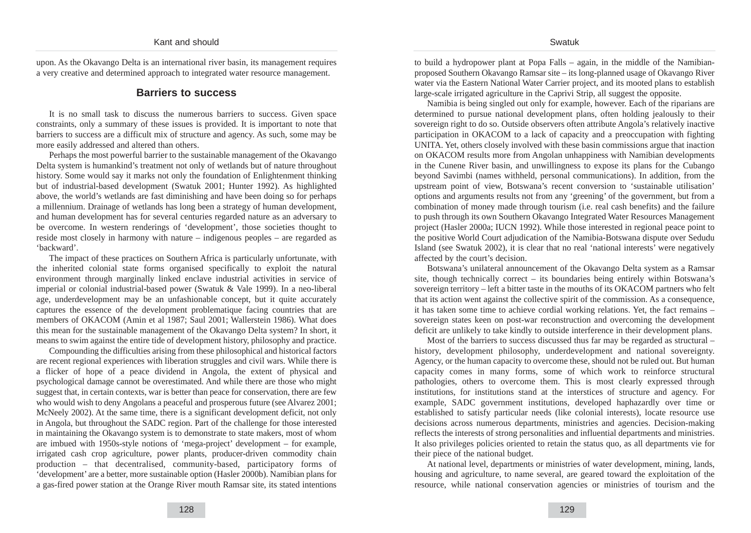upon. As the Okavango Delta is an international river basin, its management requires a very creative and determined approach to integrated water resource management.

## Barriers to success

It is no small task to discuss the numerous barriers to success. Given space constraints, only a summary of these issues is provided. It is important to note that barriers to success are a difficult mix of structure and agency. As such, some may be more easily addressed and altered than others.

Perhaps the most powerful barrier to the sustainable management of the Okavango Delta system is humankind's treatment not only of wetlands but of nature throughout history. Some would say it marks not only the foundation of Enlightenment thinking but of industrial-based development (Swatuk 2001; Hunter 1992). As highlighted above, the world's wetlands are fast diminishing and have been doing so for perhaps a millennium. Drainage of wetlands has long been a strategy of human development, and human development has for several centuries regarded nature as an adversary to be overcome. In western renderings of 'development', those societies thought to reside most closely in harmony with nature – indigenous peoples – are regarded as 'backward'.

The impact of these practices on Southern Africa is particularly unfortunate, with the inherited colonial state forms organised specifically to exploit the natural environment through marginally linked enclave industrial activities in service of imperial or colonial industrial-based power (Swatuk & Vale 1999). In a neo-liberal age, underdevelopment may be an unfashionable concept, but it quite accurately captures the essence of the development problematique facing countries that are members of OKACOM (Amin et al 1987; Saul 2001; Wallerstein 1986). What does this mean for the sustainable management of the Okavango Delta system? In short, it means to swim against the entire tide of development history, philosophy and practice.

Compounding the difficulties arising from these philosophical and historical factors are recent regional experiences with liberation struggles and civil wars. While there is a flicker of hope of a peace dividend in Angola, the extent of physical and psychological damage cannot be overestimated. And while there are those who might suggest that, in certain contexts, war is better than peace for conservation, there are few who would wish to deny Angolans a peaceful and prosperous future (see Alvarez 2001; McNeely 2002). At the same time, there is a significant development deficit, not only in Angola, but throughout the SADC region. Part of the challenge for those interested in maintaining the Okavango system is to demonstrate to state makers, most of whom are imbued with 1950s-style notions of 'mega-project' development – for example, irrigated cash crop agriculture, power plants, producer-driven commodity chain production – that decentralised, community-based, participatory forms of 'development' are a better, more sustainable option (Hasler 2000b). Namibian plans for a gas-fired power station at the Orange River mouth Ramsar site, its stated intentions to build a hydropower plant at Popa Falls – again, in the middle of the Namibian-proposed Southern Okavango Ramsar site – its long-planned usage of Okavango River water via the Eastern National Water Carrier project, and its mooted plans to establish large-scale irrigated agriculture in the Caprivi Strip, all suggest the opposite.

Namibia is being singled out only for example, however. Each of the riparians are determined to pursue national development plans, often holding jealously to their sovereign right to do so. Outside observers often attribute Angola's relatively inactive participation in OKACOM to a lack of capacity and a preoccupation with fighting UNITA. Yet, others closely involved with these basin commissions argue that inaction on OKACOM results more from Angolan unhappiness with Namibian developments in the Cunene River basin, and unwillingness to expose its plans for the Cubango beyond Savimbi (names withheld, personal communications). In addition, from the upstream point of view, Botswana's recent conversion to 'sustainable utilisation' options and arguments results not from any 'greening' of the government, but from a combination of money made through tourism (i.e. real cash benefits) and the failure to push through its own Southern Okavango Integrated Water Resources Management project (Hasler 2000a; IUCN 1992). While those interested in regional peace point to the positive World Court adjudication of the Namibia-Botswana dispute over Sedudu Island (see Swatuk 2002), it is clear that no real 'national interests' were negatively affected by the court's decision.

Botswana's unilateral announcement of the Okavango Delta system as a Ramsar site, though technically correct – its boundaries being entirely within Botswana's sovereign territory – left a bitter taste in the mouths of its OKACOM partners who felt that its action went against the collective spirit of the commission. As a consequence, it has taken some time to achieve cordial working relations. Yet, the fact remains – sovereign states keen on post-war reconstruction and overcoming the development deficit are unlikely to take kindly to outside interference in their development plans.

Most of the barriers to success discussed thus far may be regarded as structural – history, development philosophy, underdevelopment and national sovereignty. Agency, or the human capacity to overcome these, should not be ruled out. But human capacity comes in many forms, some of which work to reinforce structural pathologies, others to overcome them. This is most clearly expressed through institutions, for institutions stand at the interstices of structure and agency. For example, SADC government institutions, developed haphazardly over time or established to satisfy particular needs (like colonial interests), locate resource use decisions across numerous departments, ministries and agencies. Decision-making reflects the interests of strong personalities and influential departments and ministries. It also privileges policies oriented to retain the status quo, as all departments vie for their piece of the national budget.

At national level, departments or ministries of water development, mining, lands, housing and agriculture, to name several, are geared toward the exploitation of the resource, while national conservation agencies or ministries of tourism and the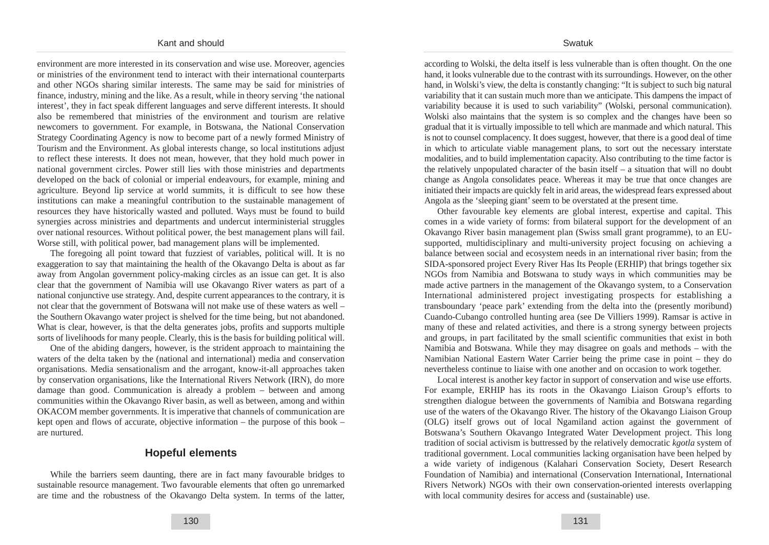environment are more interested in its conservation and wise use. Moreover, agencies or ministries of the environment tend to interact with their international counterparts and other NGOs sharing similar interests. The same may be said for ministries of finance, industry, mining and the like. As a result, while in theory serving 'the national interest', they in fact speak different languages and serve different interests. It should also be remembered that ministries of the environment and tourism are relative newcomers to government. For example, in Botswana, the National Conservation Strategy Coordinating Agency is now to become part of a newly formed Ministry of Tourism and the Environment. As global interests change, so local institutions adjust to reflect these interests. It does not mean, however, that they hold much power in national government circles. Power still lies with those ministries and departments developed on the back of colonial or imperial endeavours, for example, mining and agriculture. Beyond lip service at world summits, it is difficult to see how these institutions can make a meaningful contribution to the sustainable management of resources they have historically wasted and polluted. Ways must be found to build synergies across ministries and departments and undercut interministerial struggles over national resources. Without political power, the best management plans will fail. Worse still, with political power, bad management plans will be implemented.

The foregoing all point toward that fuzziest of variables, political will. It is no exaggeration to say that maintaining the health of the Okavango Delta is about as far away from Angolan government policy-making circles as an issue can get. It is also clear that the government of Namibia will use Okavango River waters as part of a national conjunctive use strategy. And, despite current appearances to the contrary, it is not clear that the government of Botswana will not make use of these waters as well – the Southern Okavango water project is shelved for the time being, but not abandoned. What is clear, however, is that the delta generates jobs, profits and supports multiple sorts of livelihoods for many people. Clearly, this is the basis for building political will.

One of the abiding dangers, however, is the strident approach to maintaining the waters of the delta taken by the (national and international) media and conservation organisations. Media sensationalism and the arrogant, know-it-all approaches taken by conservation organisations, like the International Rivers Network (IRN), do more damage than good. Communication is already a problem – between and among communities within the Okavango River basin, as well as between, among and within OKACOM member governments. It is imperative that channels of communication are kept open and flows of accurate, objective information – the purpose of this book – are nurtured.

## Hopeful elements

While the barriers seem daunting, there are in fact many favourable bridges to sustainable resource management. Two favourable elements that often go unremarked are time and the robustness of the Okavango Delta system. In terms of the latter, according to Wolski, the delta itself is less vulnerable than is often thought. On the one hand, it looks vulnerable due to the contrast with its surroundings. However, on the other hand, in Wolski's view, the delta is constantly changing: "It is subject to such big natural variability that it can sustain much more than we anticipate. This dampens the impact of variability because it is used to such variability" (Wolski, personal communication). Wolski also maintains that the system is so complex and the changes have been so gradual that it is virtually impossible to tell which are manmade and which natural. This is not to counsel complacency. It does suggest, however, that there is a good deal of time in which to articulate viable management plans, to sort out the necessary interstate modalities, and to build implementation capacity. Also contributing to the time factor is the relatively unpopulated character of the basin itself – a situation that will no doubt change as Angola consolidates peace. Whereas it may be true that once changes are initiated their impacts are quickly felt in arid areas, the widespread fears expressed about Angola as the 'sleeping giant' seem to be overstated at the present time.

Other favourable key elements are global interest, expertise and capital. This comes in a wide variety of forms: from bilateral support for the development of an Okavango River basin management plan (Swiss small grant programme), to an EU-supported, multidisciplinary and multi-university project focusing on achieving a balance between social and ecosystem needs in an international river basin; from the SIDA-sponsored project Every River Has Its People (ERHIP) that brings together six NGOs from Namibia and Botswana to study ways in which communities may be made active partners in the management of the Okavango system, to a Conservation International administered project investigating prospects for establishing a transboundary 'peace park' extending from the delta into the (presently moribund) Cuando-Cubango controlled hunting area (see De Villiers 1999). Ramsar is active in many of these and related activities, and there is a strong synergy between projects and groups, in part facilitated by the small scientific communities that exist in both Namibia and Botswana. While they may disagree on goals and methods – with the Namibian National Eastern Water Carrier being the prime case in point – they do nevertheless continue to liaise with one another and on occasion to work together.

Local interest is another key factor in support of conservation and wise use efforts. For example, ERHIP has its roots in the Okavango Liaison Group's efforts to strengthen dialogue between the governments of Namibia and Botswana regarding use of the waters of the Okavango River. The history of the Okavango Liaison Group (OLG) itself grows out of local Ngamiland action against the government of Botswana's Southern Okavango Integrated Water Development project. This long tradition of social activism is buttressed by the relatively democratic *kgotla* system of traditional government. Local communities lacking organisation have been helped by a wide variety of indigenous (Kalahari Conservation Society, Desert Research Foundation of Namibia) and international (Conservation International, International Rivers Network) NGOs with their own conservation-oriented interests overlapping with local community desires for access and (sustainable) use.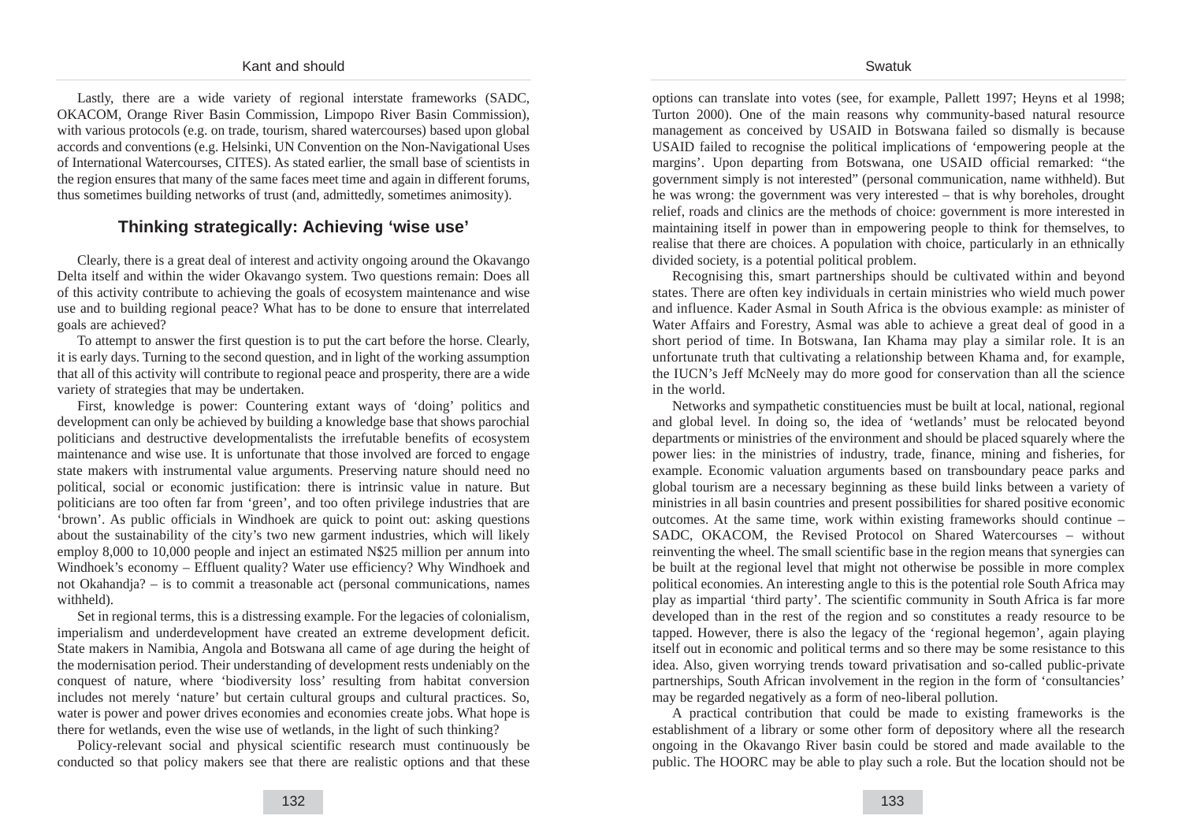Lastly, there are a wide variety of regional interstate frameworks (SADC, OKACOM, Orange River Basin Commission, Limpopo River Basin Commission), with various protocols (e.g. on trade, tourism, shared watercourses) based upon global accords and conventions (e.g. Helsinki, UN Convention on the Non-Navigational Uses of International Watercourses, CITES). As stated earlier, the small base of scientists in the region ensures that many of the same faces meet time and again in different forums, thus sometimes building networks of trust (and, admittedly, sometimes animosity).

## Thinking strategically: Achieving 'wise use'

Clearly, there is a great deal of interest and activity ongoing around the Okavango Delta itself and within the wider Okavango system. Two questions remain: Does all of this activity contribute to achieving the goals of ecosystem maintenance and wise use and to building regional peace? What has to be done to ensure that interrelated goals are achieved?

To attempt to answer the first question is to put the cart before the horse. Clearly, it is early days. Turning to the second question, and in light of the working assumption that all of this activity will contribute to regional peace and prosperity, there are a wide variety of strategies that may be undertaken.

First, knowledge is power: Countering extant ways of 'doing' politics and development can only be achieved by building a knowledge base that shows parochial politicians and destructive developmentalists the irrefutable benefits of ecosystem maintenance and wise use. It is unfortunate that those involved are forced to engage state makers with instrumental value arguments. Preserving nature should need no political, social or economic justification: there is intrinsic value in nature. But politicians are too often far from 'green', and too often privilege industries that are 'brown'. As public officials in Windhoek are quick to point out: asking questions about the sustainability of the city's two new garment industries, which will likely employ 8,000 to 10,000 people and inject an estimated N$25 million per annum into Windhoek's economy – Effluent quality? Water use efficiency? Why Windhoek and not Okahandja? – is to commit a treasonable act (personal communications, names withheld).

Set in regional terms, this is a distressing example. For the legacies of colonialism, imperialism and underdevelopment have created an extreme development deficit. State makers in Namibia, Angola and Botswana all came of age during the height of the modernisation period. Their understanding of development rests undeniably on the conquest of nature, where 'biodiversity loss' resulting from habitat conversion includes not merely 'nature' but certain cultural groups and cultural practices. So, water is power and power drives economies and economies create jobs. What hope is there for wetlands, even the wise use of wetlands, in the light of such thinking?

Policy-relevant social and physical scientific research must continuously be conducted so that policy makers see that there are realistic options and that these options can translate into votes (see, for example, Pallett 1997; Heyns et al 1998; Turton 2000). One of the main reasons why community-based natural resource management as conceived by USAID in Botswana failed so dismally is because USAID failed to recognise the political implications of 'empowering people at the margins'. Upon departing from Botswana, one USAID official remarked: "the government simply is not interested" (personal communication, name withheld). But he was wrong: the government was very interested – that is why boreholes, drought relief, roads and clinics are the methods of choice: government is more interested in maintaining itself in power than in empowering people to think for themselves, to realise that there are choices. A population with choice, particularly in an ethnically divided society, is a potential political problem.

Recognising this, smart partnerships should be cultivated within and beyond states. There are often key individuals in certain ministries who wield much power and influence. Kader Asmal in South Africa is the obvious example: as minister of Water Affairs and Forestry, Asmal was able to achieve a great deal of good in a short period of time. In Botswana, Ian Khama may play a similar role. It is an unfortunate truth that cultivating a relationship between Khama and, for example, the IUCN's Jeff McNeely may do more good for conservation than all the science in the world.

Networks and sympathetic constituencies must be built at local, national, regional and global level. In doing so, the idea of 'wetlands' must be relocated beyond departments or ministries of the environment and should be placed squarely where the power lies: in the ministries of industry, trade, finance, mining and fisheries, for example. Economic valuation arguments based on transboundary peace parks and global tourism are a necessary beginning as these build links between a variety of ministries in all basin countries and present possibilities for shared positive economic outcomes. At the same time, work within existing frameworks should continue – SADC, OKACOM, the Revised Protocol on Shared Watercourses – without reinventing the wheel. The small scientific base in the region means that synergies can be built at the regional level that might not otherwise be possible in more complex political economies. An interesting angle to this is the potential role South Africa may play as impartial 'third party'. The scientific community in South Africa is far more developed than in the rest of the region and so constitutes a ready resource to be tapped. However, there is also the legacy of the 'regional hegemon', again playing itself out in economic and political terms and so there may be some resistance to this idea. Also, given worrying trends toward privatisation and so-called public-private partnerships, South African involvement in the region in the form of 'consultancies' may be regarded negatively as a form of neo-liberal pollution.

A practical contribution that could be made to existing frameworks is the establishment of a library or some other form of depository where all the research ongoing in the Okavango River basin could be stored and made available to the public. The HOORC may be able to play such a role. But the location should not be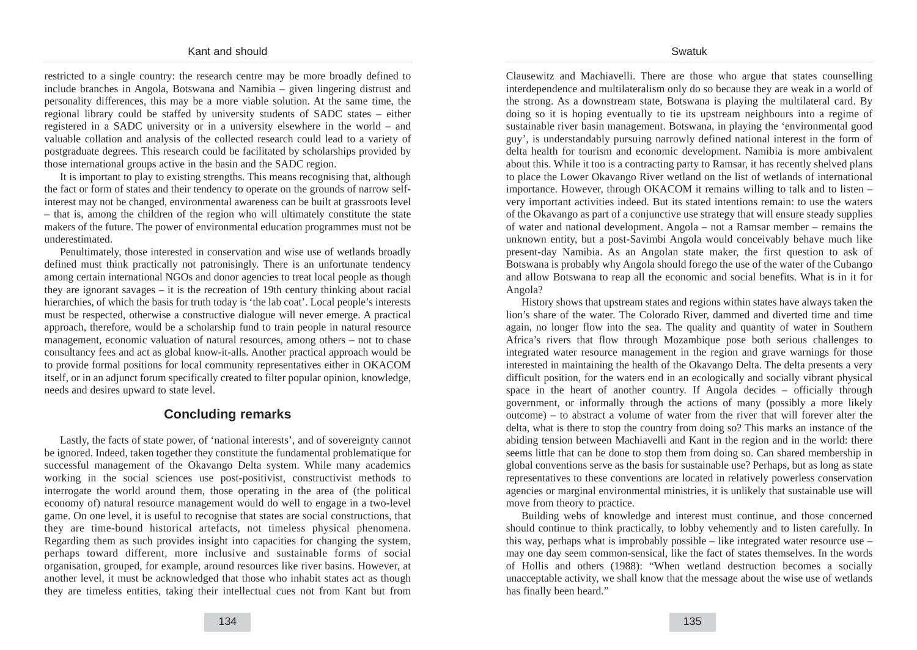restricted to a single country: the research centre may be more broadly defined to include branches in Angola, Botswana and Namibia – given lingering distrust and personality differences, this may be a more viable solution. At the same time, the regional library could be staffed by university students of SADC states – either registered in a SADC university or in a university elsewhere in the world – and valuable collation and analysis of the collected research could lead to a variety of postgraduate degrees. This research could be facilitated by scholarships provided by those international groups active in the basin and the SADC region.

It is important to play to existing strengths. This means recognising that, although the fact or form of states and their tendency to operate on the grounds of narrow self-interest may not be changed, environmental awareness can be built at grassroots level – that is, among the children of the region who will ultimately constitute the state makers of the future. The power of environmental education programmes must not be underestimated.

Penultimately, those interested in conservation and wise use of wetlands broadly defined must think practically not patronisingly. There is an unfortunate tendency among certain international NGOs and donor agencies to treat local people as though they are ignorant savages – it is the recreation of 19th century thinking about racial hierarchies, of which the basis for truth today is 'the lab coat'. Local people's interests must be respected, otherwise a constructive dialogue will never emerge. A practical approach, therefore, would be a scholarship fund to train people in natural resource management, economic valuation of natural resources, among others – not to chase consultancy fees and act as global know-it-alls. Another practical approach would be to provide formal positions for local community representatives either in OKACOM itself, or in an adjunct forum specifically created to filter popular opinion, knowledge, needs and desires upward to state level.

## Concluding remarks

Lastly, the facts of state power, of 'national interests', and of sovereignty cannot be ignored. Indeed, taken together they constitute the fundamental problematique for successful management of the Okavango Delta system. While many academics working in the social sciences use post-positivist, constructivist methods to interrogate the world around them, those operating in the area of (the political economy of) natural resource management would do well to engage in a two-level game. On one level, it is useful to recognise that states are social constructions, that they are time-bound historical artefacts, not timeless physical phenomena. Regarding them as such provides insight into capacities for changing the system, perhaps toward different, more inclusive and sustainable forms of social organisation, grouped, for example, around resources like river basins. However, at another level, it must be acknowledged that those who inhabit states act as though they are timeless entities, taking their intellectual cues not from Kant but from Clausewitz and Machiavelli. There are those who argue that states counselling interdependence and multilateralism only do so because they are weak in a world of the strong. As a downstream state, Botswana is playing the multilateral card. By doing so it is hoping eventually to tie its upstream neighbours into a regime of sustainable river basin management. Botswana, in playing the 'environmental good guy', is understandably pursuing narrowly defined national interest in the form of delta health for tourism and economic development. Namibia is more ambivalent about this. While it too is a contracting party to Ramsar, it has recently shelved plans to place the Lower Okavango River wetland on the list of wetlands of international importance. However, through OKACOM it remains willing to talk and to listen – very important activities indeed. But its stated intentions remain: to use the waters of the Okavango as part of a conjunctive use strategy that will ensure steady supplies of water and national development. Angola – not a Ramsar member – remains the unknown entity, but a post-Savimbi Angola would conceivably behave much like present-day Namibia. As an Angolan state maker, the first question to ask of Botswana is probably why Angola should forego the use of the water of the Cubango and allow Botswana to reap all the economic and social benefits. What is in it for Angola?

History shows that upstream states and regions within states have always taken the lion's share of the water. The Colorado River, dammed and diverted time and time again, no longer flow into the sea. The quality and quantity of water in Southern Africa's rivers that flow through Mozambique pose both serious challenges to integrated water resource management in the region and grave warnings for those interested in maintaining the health of the Okavango Delta. The delta presents a very difficult position, for the waters end in an ecologically and socially vibrant physical space in the heart of another country. If Angola decides – officially through government, or informally through the actions of many (possibly a more likely outcome) – to abstract a volume of water from the river that will forever alter the delta, what is there to stop the country from doing so? This marks an instance of the abiding tension between Machiavelli and Kant in the region and in the world: there seems little that can be done to stop them from doing so. Can shared membership in global conventions serve as the basis for sustainable use? Perhaps, but as long as state representatives to these conventions are located in relatively powerless conservation agencies or marginal environmental ministries, it is unlikely that sustainable use will move from theory to practice.

Building webs of knowledge and interest must continue, and those concerned should continue to think practically, to lobby vehemently and to listen carefully. In this way, perhaps what is improbably possible – like integrated water resource use – may one day seem common-sensical, like the fact of states themselves. In the words of Hollis and others (1988): "When wetland destruction becomes a socially unacceptable activity, we shall know that the message about the wise use of wetlands has finally been heard."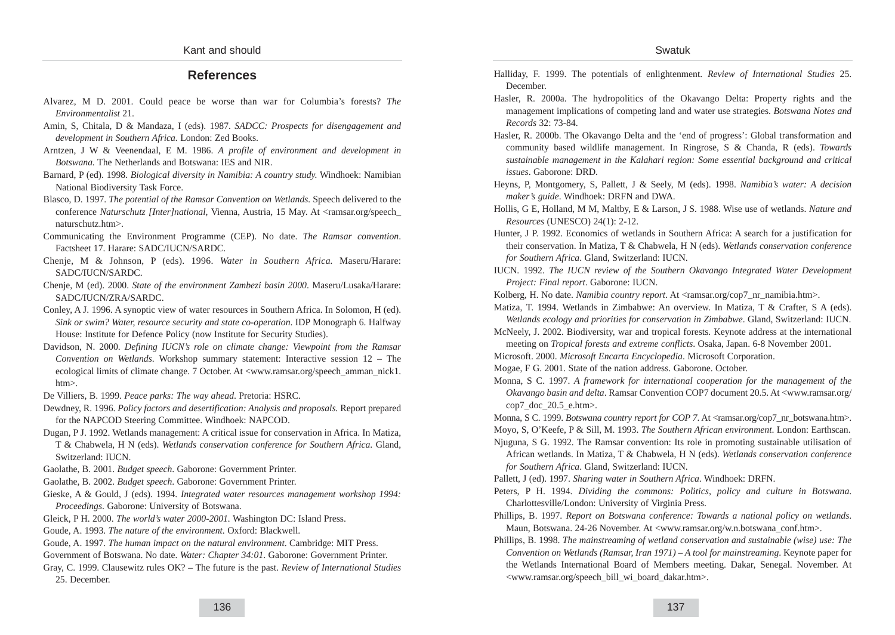## References

Alvarez, M D. 2001. Could peace be worse than war for Columbia's forests? *The Environmentalist* 21.

Amin, S, Chitala, D & Mandaza, I (eds). 1987. *SADCC: Prospects for disengagement and development in Southern Africa.* London: Zed Books.

Arntzen, J W & Veenendaal, E M. 1986. *A profile of environment and development in Botswana.* The Netherlands and Botswana: IES and NIR.

Barnard, P (ed). 1998. *Biological diversity in Namibia: A country study.* Windhoek: Namibian National Biodiversity Task Force.

Blasco, D. 1997. *The potential of the Ramsar Convention on Wetlands.* Speech delivered to the conference *Naturschutz [Inter]national*, Vienna, Austria, 15 May. At <ramsar.org/speech_naturschutz.htm>.

Communicating the Environment Programme (CEP). No date. *The Ramsar convention*. Factsheet 17. Harare: SADC/IUCN/SARDC.

Chenje, M & Johnson, P (eds). 1996. *Water in Southern Africa.* Maseru/Harare: SADC/IUCN/SARDC.

Chenje, M (ed). 2000. *State of the environment Zambezi basin 2000*. Maseru/Lusaka/Harare: SADC/IUCN/ZRA/SARDC.

Conley, A J. 1996. A synoptic view of water resources in Southern Africa. In Solomon, H (ed). *Sink or swim? Water, resource security and state co-operation*. IDP Monograph 6. Halfway House: Institute for Defence Policy (now Institute for Security Studies).

Davidson, N. 2000. *Defining IUCN's role on climate change: Viewpoint from the Ramsar Convention on Wetlands*. Workshop summary statement: Interactive session 12 – The ecological limits of climate change. 7 October. At <www.ramsar.org/speech_amman_nick1.htm>.

De Villiers, B. 1999. *Peace parks: The way ahead*. Pretoria: HSRC.

Dewdney, R. 1996. *Policy factors and desertification: Analysis and proposals.* Report prepared for the NAPCOD Steering Committee. Windhoek: NAPCOD.

Dugan, P J. 1992. Wetlands management: A critical issue for conservation in Africa. In Matiza, T & Chabwela, H N (eds). *Wetlands conservation conference for Southern Africa*. Gland, Switzerland: IUCN.

Gaolathe, B. 2001. *Budget speech*. Gaborone: Government Printer.

Gaolathe, B. 2002. *Budget speech*. Gaborone: Government Printer.

Gieske, A & Gould, J (eds). 1994. *Integrated water resources management workshop 1994: Proceedings*. Gaborone: University of Botswana.

Gleick, P H. 2000. *The world's water 2000-2001*. Washington DC: Island Press.

Goude, A. 1993. *The nature of the environment*. Oxford: Blackwell.

Goude, A. 1997. *The human impact on the natural environment*. Cambridge: MIT Press.

Government of Botswana. No date. *Water: Chapter 34:01*. Gaborone: Government Printer.

Gray, C. 1999. Clausewitz rules OK? – The future is the past. *Review of International Studies* 25. December.

Halliday, F. 1999. The potentials of enlightenment. *Review of International Studies* 25. December.

Hasler, R. 2000a. The hydropolitics of the Okavango Delta: Property rights and the management implications of competing land and water use strategies. *Botswana Notes and Records* 32: 73-84.

Hasler, R. 2000b. The Okavango Delta and the 'end of progress': Global transformation and community based wildlife management. In Ringrose, S & Chanda, R (eds). *Towards sustainable management in the Kalahari region: Some essential background and critical issues*. Gaborone: DRD.

Heyns, P, Montgomery, S, Pallett, J & Seely, M (eds). 1998. *Namibia's water: A decision maker's guide*. Windhoek: DRFN and DWA.

Hollis, G E, Holland, M M, Maltby, E & Larson, J S. 1988. Wise use of wetlands. *Nature and Resources* (UNESCO) 24(1): 2-12.

Hunter, J P. 1992. Economics of wetlands in Southern Africa: A search for a justification for their conservation. In Matiza, T & Chabwela, H N (eds). *Wetlands conservation conference for Southern Africa*. Gland, Switzerland: IUCN.

IUCN. 1992. *The IUCN review of the Southern Okavango Integrated Water Development Project: Final report*. Gaborone: IUCN.

Kolberg, H. No date. *Namibia country report*. At <ramsar.org/cop7_nr_namibia.htm>.

Matiza, T. 1994. Wetlands in Zimbabwe: An overview. In Matiza, T & Crafter, S A (eds). *Wetlands ecology and priorities for conservation in Zimbabwe*. Gland, Switzerland: IUCN.

McNeely, J. 2002. Biodiversity, war and tropical forests. Keynote address at the international meeting on *Tropical forests and extreme conflicts*. Osaka, Japan. 6-8 November 2001.

Microsoft. 2000. *Microsoft Encarta Encyclopedia*. Microsoft Corporation.

Mogae, F G. 2001. State of the nation address. Gaborone. October.

Monna, S C. 1997. *A framework for international cooperation for the management of the Okavango basin and delta*. Ramsar Convention COP7 document 20.5. At <www.ramsar.org/cop7_doc_20.5_e.htm>.

Monna, S C. 1999. *Botswana country report for COP 7*. At <ramsar.org/cop7_nr_botswana.htm>.

Moyo, S, O'Keefe, P & Sill, M. 1993. *The Southern African environment*. London: Earthscan.

Njuguna, S G. 1992. The Ramsar convention: Its role in promoting sustainable utilisation of African wetlands. In Matiza, T & Chabwela, H N (eds). *Wetlands conservation conference for Southern Africa*. Gland, Switzerland: IUCN.

Pallett, J (ed). 1997. *Sharing water in Southern Africa*. Windhoek: DRFN.

Peters, P H. 1994. *Dividing the commons: Politics, policy and culture in Botswana*. Charlottesville/London: University of Virginia Press.

Phillips, B. 1997. *Report on Botswana conference: Towards a national policy on wetlands*. Maun, Botswana. 24-26 November. At <www.ramsar.org/w.n.botswana_conf.htm>.

Phillips, B. 1998. *The mainstreaming of wetland conservation and sustainable (wise) use: The Convention on Wetlands (Ramsar, Iran 1971) – A tool for mainstreaming*. Keynote paper for the Wetlands International Board of Members meeting. Dakar, Senegal. November. At <www.ramsar.org/speech_bill_wi_board_dakar.htm>.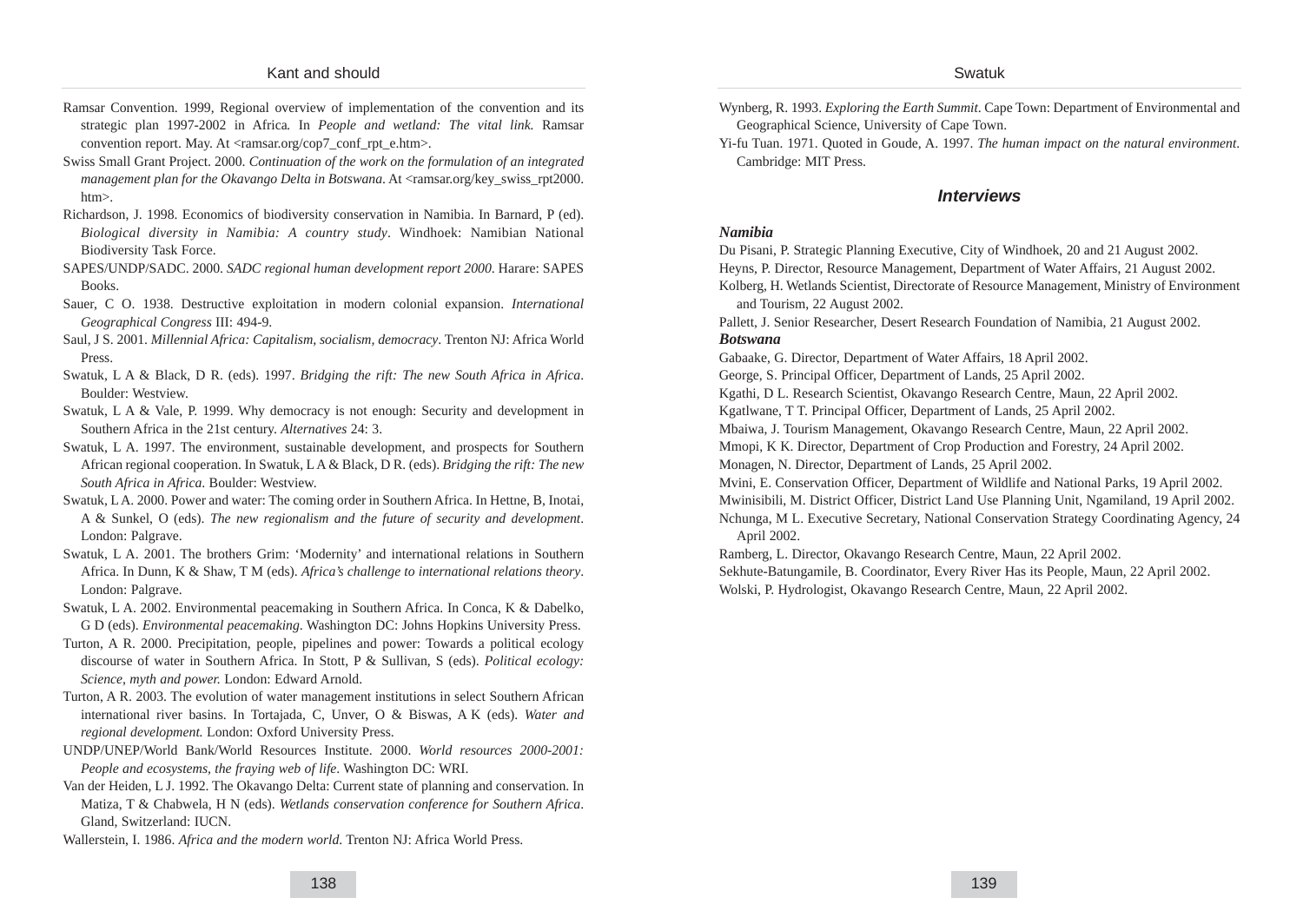Ramsar Convention. 1999, Regional overview of implementation of the convention and its strategic plan 1997-2002 in Africa*.* In *People and wetland: The vital link.* Ramsar convention report. May. At <ramsar.org/cop7_conf_rpt_e.htm>.

Swiss Small Grant Project. 2000. *Continuation of the work on the formulation of an integrated management plan for the Okavango Delta in Botswana*. At <ramsar.org/key_swiss_rpt2000.htm>.

Richardson, J. 1998. Economics of biodiversity conservation in Namibia. In Barnard, P (ed). *Biological diversity in Namibia: A country study*. Windhoek: Namibian National Biodiversity Task Force.

SAPES/UNDP/SADC. 2000. *SADC regional human development report 2000*. Harare: SAPES Books.

Sauer, C O. 1938. Destructive exploitation in modern colonial expansion. *International Geographical Congress* III: 494-9.

Saul, J S. 2001. *Millennial Africa: Capitalism, socialism, democracy*. Trenton NJ: Africa World Press.

Swatuk, L A & Black, D R. (eds). 1997. *Bridging the rift: The new South Africa in Africa*. Boulder: Westview.

Swatuk, L A & Vale, P. 1999. Why democracy is not enough: Security and development in Southern Africa in the 21st century. *Alternatives* 24: 3.

Swatuk, L A. 1997. The environment, sustainable development, and prospects for Southern African regional cooperation. In Swatuk, L A & Black, D R. (eds). *Bridging the rift: The new South Africa in Africa*. Boulder: Westview.

Swatuk, L A. 2000. Power and water: The coming order in Southern Africa. In Hettne, B, Inotai, A & Sunkel, O (eds). *The new regionalism and the future of security and development*. London: Palgrave.

Swatuk, L A. 2001. The brothers Grim: 'Modernity' and international relations in Southern Africa. In Dunn, K & Shaw, T M (eds). *Africa's challenge to international relations theory*. London: Palgrave.

Swatuk, L A. 2002. Environmental peacemaking in Southern Africa. In Conca, K & Dabelko, G D (eds). *Environmental peacemaking*. Washington DC: Johns Hopkins University Press.

Turton, A R. 2000. Precipitation, people, pipelines and power: Towards a political ecology discourse of water in Southern Africa. In Stott, P & Sullivan, S (eds). *Political ecology: Science, myth and power.* London: Edward Arnold.

Turton, A R. 2003. The evolution of water management institutions in select Southern African international river basins. In Tortajada, C, Unver, O & Biswas, A K (eds). *Water and regional development.* London: Oxford University Press.

UNDP/UNEP/World Bank/World Resources Institute. 2000. *World resources 2000-2001: People and ecosystems, the fraying web of life*. Washington DC: WRI.

Van der Heiden, L J. 1992. The Okavango Delta: Current state of planning and conservation. In Matiza, T & Chabwela, H N (eds). *Wetlands conservation conference for Southern Africa*. Gland, Switzerland: IUCN.

Wallerstein, I. 1986. *Africa and the modern world.* Trenton NJ: Africa World Press.

Wynberg, R. 1993. *Exploring the Earth Summit*. Cape Town: Department of Environmental and Geographical Science, University of Cape Town.

Yi-fu Tuan. 1971. Quoted in Goude, A. 1997. *The human impact on the natural environment*. Cambridge: MIT Press.

## Interviews

***Namibia***

Du Pisani, P. Strategic Planning Executive, City of Windhoek, 20 and 21 August 2002.

Heyns, P. Director, Resource Management, Department of Water Affairs, 21 August 2002.

Kolberg, H. Wetlands Scientist, Directorate of Resource Management, Ministry of Environment and Tourism, 22 August 2002.

Pallett, J. Senior Researcher, Desert Research Foundation of Namibia, 21 August 2002.

***Botswana***

Gabaake, G. Director, Department of Water Affairs, 18 April 2002.

George, S. Principal Officer, Department of Lands, 25 April 2002.

Kgathi, D L. Research Scientist, Okavango Research Centre, Maun, 22 April 2002.

Kgatlwane, T T. Principal Officer, Department of Lands, 25 April 2002.

Mbaiwa, J. Tourism Management, Okavango Research Centre, Maun, 22 April 2002.

Mmopi, K K. Director, Department of Crop Production and Forestry, 24 April 2002.

Monagen, N. Director, Department of Lands, 25 April 2002.

Mvini, E. Conservation Officer, Department of Wildlife and National Parks, 19 April 2002.

Mwinisibili, M. District Officer, District Land Use Planning Unit, Ngamiland, 19 April 2002.

Nchunga, M L. Executive Secretary, National Conservation Strategy Coordinating Agency, 24 April 2002.

Ramberg, L. Director, Okavango Research Centre, Maun, 22 April 2002.

Sekhute-Batungamile, B. Coordinator, Every River Has its People, Maun, 22 April 2002.

Wolski, P. Hydrologist, Okavango Research Centre, Maun, 22 April 2002.